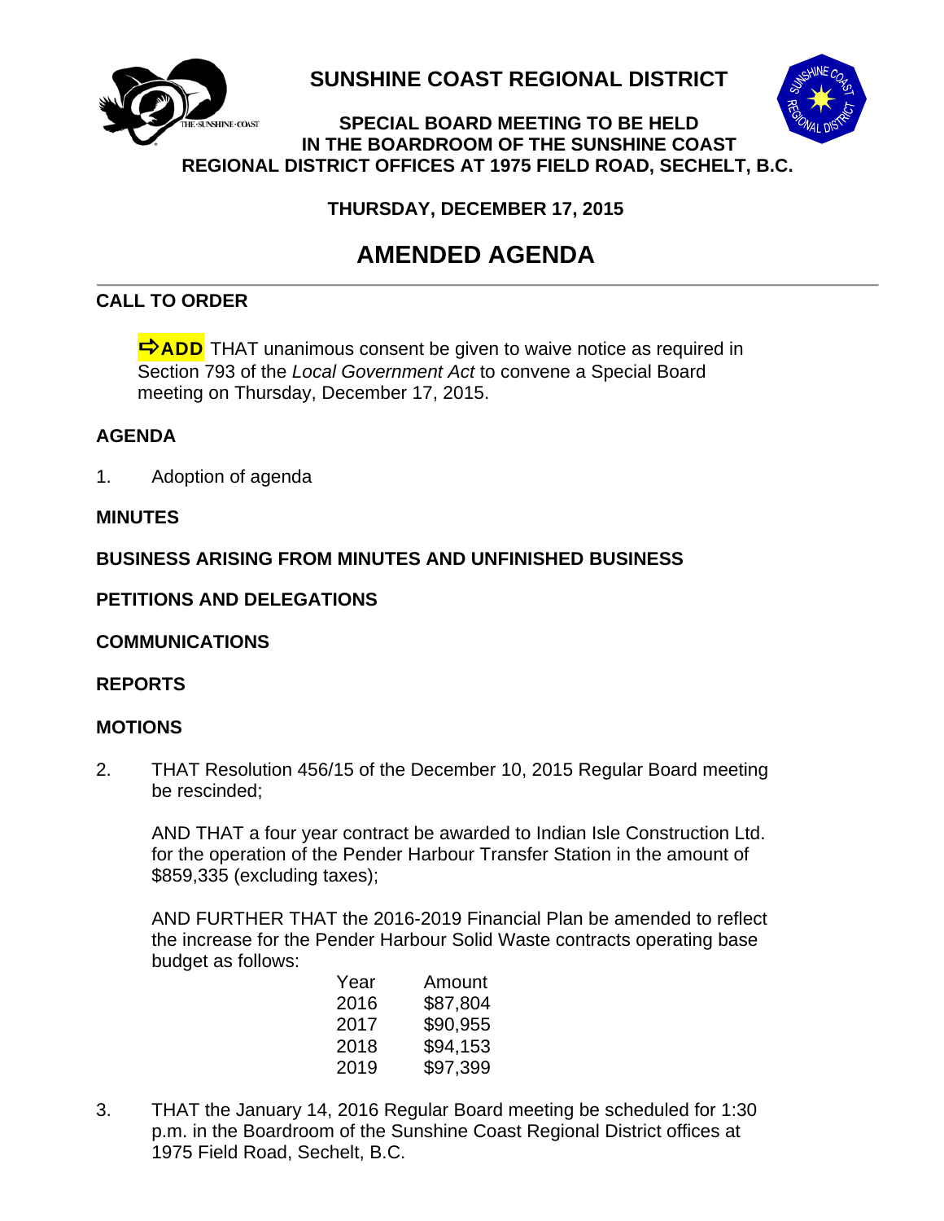# SUNSHINE COAST REGIONAL DISTRICT

**SPECIAL BOARD MEETING TO BE HELD IN THE BOARDROOM OF THE SUNSHINE COAST REGIONAL DISTRICT OFFICES AT 1975 FIELD ROAD, SECHELT, B.C.**

**THURSDAY, DECEMBER 17, 2015**

## AMENDED AGENDA

**CALL TO ORDER**

**⇨ADD** THAT unanimous consent be given to waive notice as required in Section 793 of the *Local Government Act* to convene a Special Board meeting on Thursday, December 17, 2015.

**AGENDA**

1. Adoption of agenda

**MINUTES**

**BUSINESS ARISING FROM MINUTES AND UNFINISHED BUSINESS**

**PETITIONS AND DELEGATIONS**

**COMMUNICATIONS**

**REPORTS**

**MOTIONS**

2. THAT Resolution 456/15 of the December 10, 2015 Regular Board meeting be rescinded;

   AND THAT a four year contract be awarded to Indian Isle Construction Ltd. for the operation of the Pender Harbour Transfer Station in the amount of $859,335 (excluding taxes);

   AND FURTHER THAT the 2016-2019 Financial Plan be amended to reflect the increase for the Pender Harbour Solid Waste contracts operating base budget as follows:

   | Year | Amount |
   |---|---|
   | 2016 | $87,804 |
   | 2017 | $90,955 |
   | 2018 | $94,153 |
   | 2019 | $97,399 |

3. THAT the January 14, 2016 Regular Board meeting be scheduled for 1:30 p.m. in the Boardroom of the Sunshine Coast Regional District offices at 1975 Field Road, Sechelt, B.C.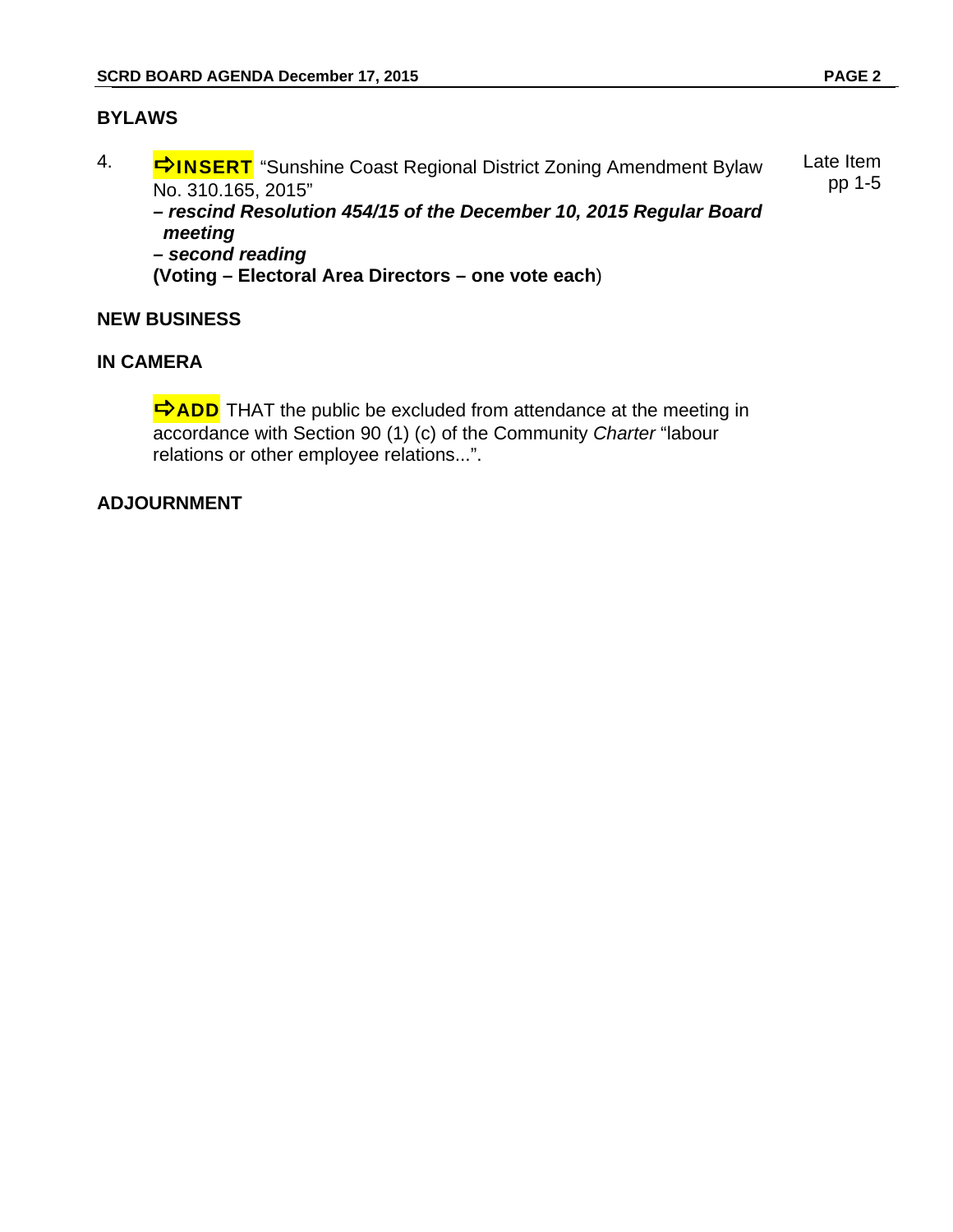## BYLAWS

4. **⇨INSERT** "Sunshine Coast Regional District Zoning Amendment Bylaw No. 310.165, 2015"
   ***– rescind Resolution 454/15 of the December 10, 2015 Regular Board meeting***
   ***– second reading***
   **(Voting – Electoral Area Directors – one vote each**)

   Late Item pp 1-5

## NEW BUSINESS

## IN CAMERA

**⇨ADD** THAT the public be excluded from attendance at the meeting in accordance with Section 90 (1) (c) of the Community *Charter* "labour relations or other employee relations...".

## ADJOURNMENT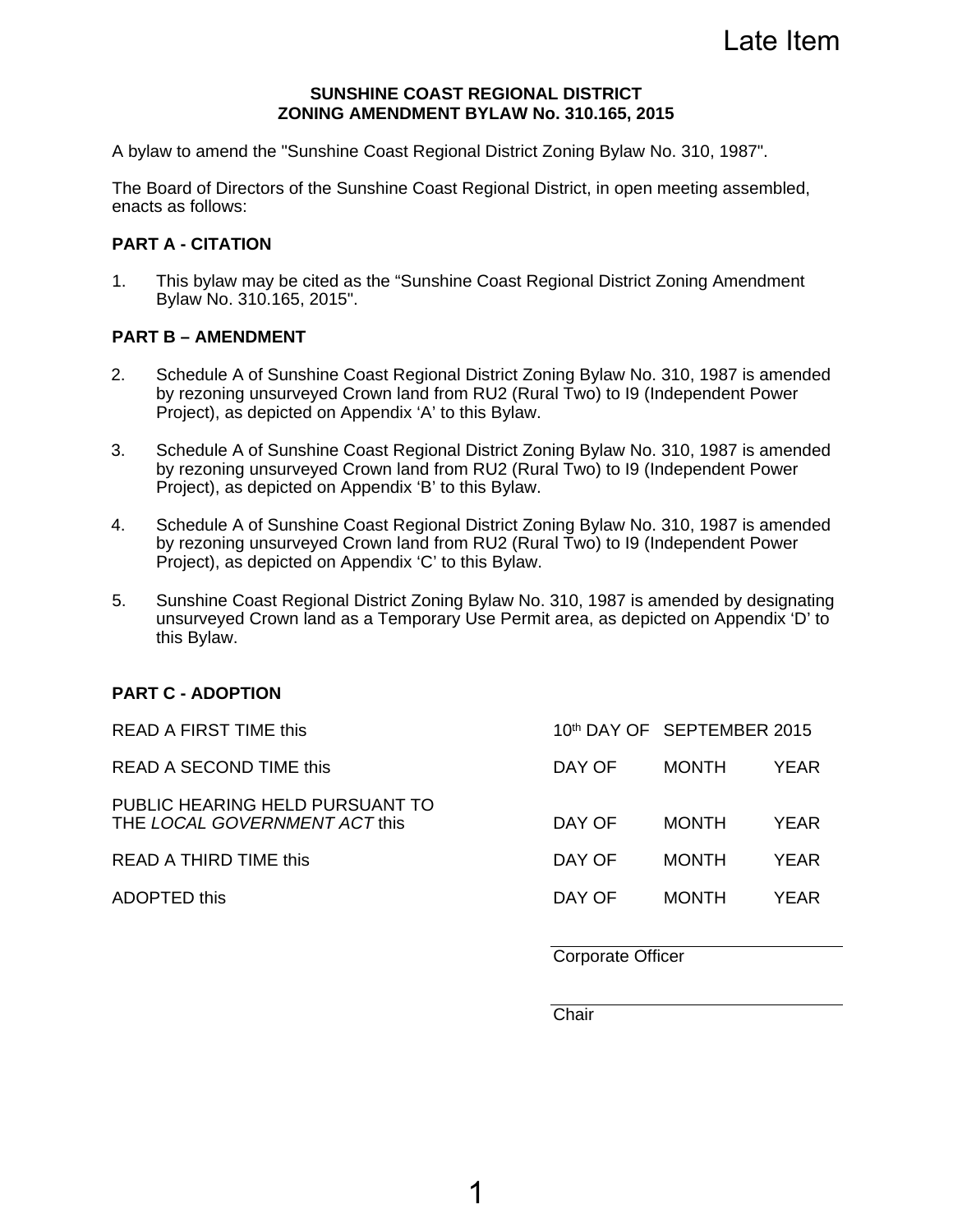Late Item

**SUNSHINE COAST REGIONAL DISTRICT**
**ZONING AMENDMENT BYLAW No. 310.165, 2015**

A bylaw to amend the "Sunshine Coast Regional District Zoning Bylaw No. 310, 1987".

The Board of Directors of the Sunshine Coast Regional District, in open meeting assembled, enacts as follows:

**PART A - CITATION**

1. This bylaw may be cited as the "Sunshine Coast Regional District Zoning Amendment Bylaw No. 310.165, 2015".

**PART B – AMENDMENT**

2. Schedule A of Sunshine Coast Regional District Zoning Bylaw No. 310, 1987 is amended by rezoning unsurveyed Crown land from RU2 (Rural Two) to I9 (Independent Power Project), as depicted on Appendix 'A' to this Bylaw.

3. Schedule A of Sunshine Coast Regional District Zoning Bylaw No. 310, 1987 is amended by rezoning unsurveyed Crown land from RU2 (Rural Two) to I9 (Independent Power Project), as depicted on Appendix 'B' to this Bylaw.

4. Schedule A of Sunshine Coast Regional District Zoning Bylaw No. 310, 1987 is amended by rezoning unsurveyed Crown land from RU2 (Rural Two) to I9 (Independent Power Project), as depicted on Appendix 'C' to this Bylaw.

5. Sunshine Coast Regional District Zoning Bylaw No. 310, 1987 is amended by designating unsurveyed Crown land as a Temporary Use Permit area, as depicted on Appendix 'D' to this Bylaw.

**PART C - ADOPTION**

| | | | |
|---|---|---|---|
| READ A FIRST TIME this | 10th DAY OF | SEPTEMBER 2015 | |
| READ A SECOND TIME this | DAY OF | MONTH | YEAR |
| PUBLIC HEARING HELD PURSUANT TO THE *LOCAL GOVERNMENT ACT* this | DAY OF | MONTH | YEAR |
| READ A THIRD TIME this | DAY OF | MONTH | YEAR |
| ADOPTED this | DAY OF | MONTH | YEAR |

Corporate Officer

Chair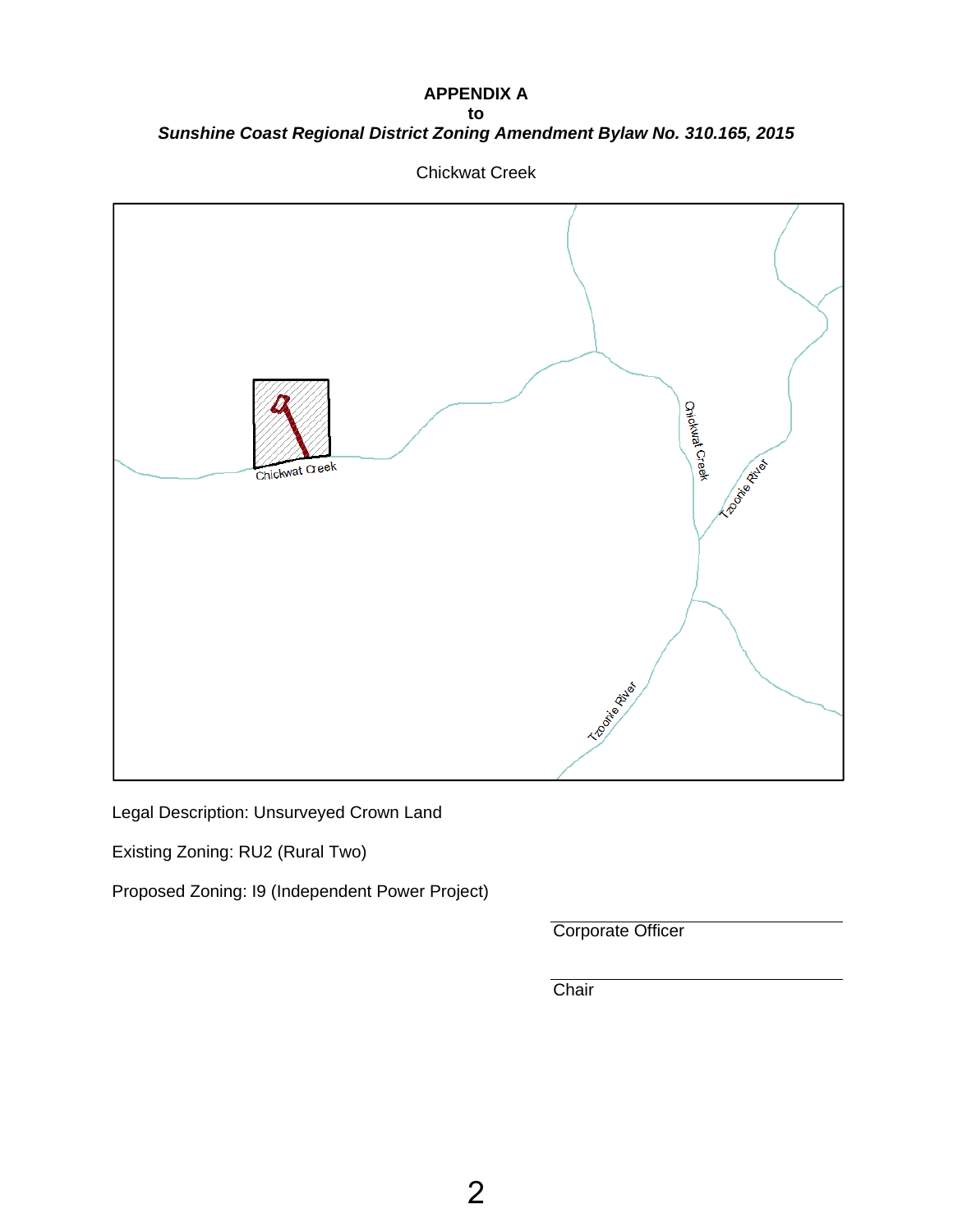**APPENDIX A**
**to**
***Sunshine Coast Regional District Zoning Amendment Bylaw No. 310.165, 2015***

Chickwat Creek

Legal Description: Unsurveyed Crown Land

Existing Zoning: RU2 (Rural Two)

Proposed Zoning: I9 (Independent Power Project)

Corporate Officer

Chair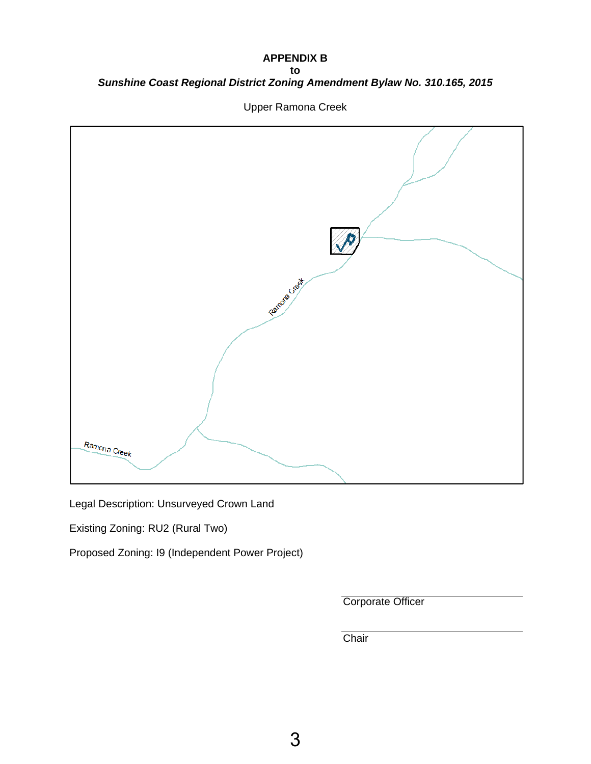**APPENDIX B**
**to**
***Sunshine Coast Regional District Zoning Amendment Bylaw No. 310.165, 2015***

Upper Ramona Creek

Legal Description: Unsurveyed Crown Land

Existing Zoning: RU2 (Rural Two)

Proposed Zoning: I9 (Independent Power Project)

Corporate Officer

Chair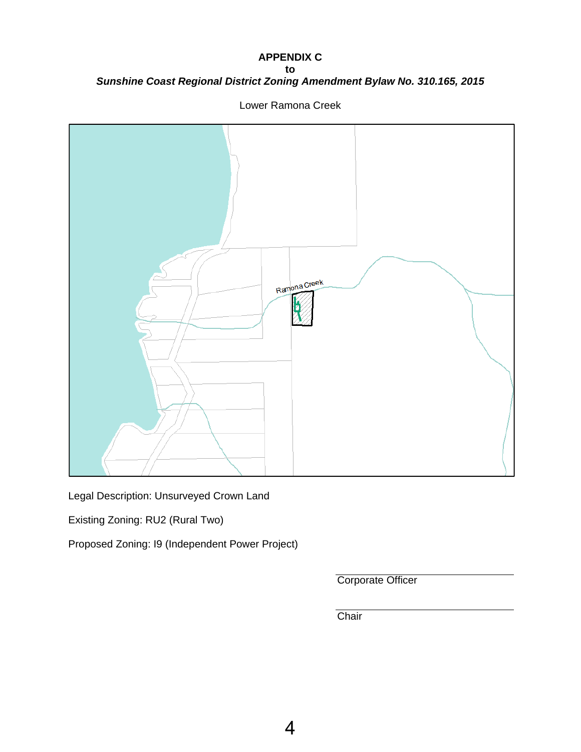**APPENDIX C**
**to**
***Sunshine Coast Regional District Zoning Amendment Bylaw No. 310.165, 2015***

Lower Ramona Creek

Ramona Creek

Legal Description: Unsurveyed Crown Land

Existing Zoning: RU2 (Rural Two)

Proposed Zoning: I9 (Independent Power Project)

Corporate Officer

Chair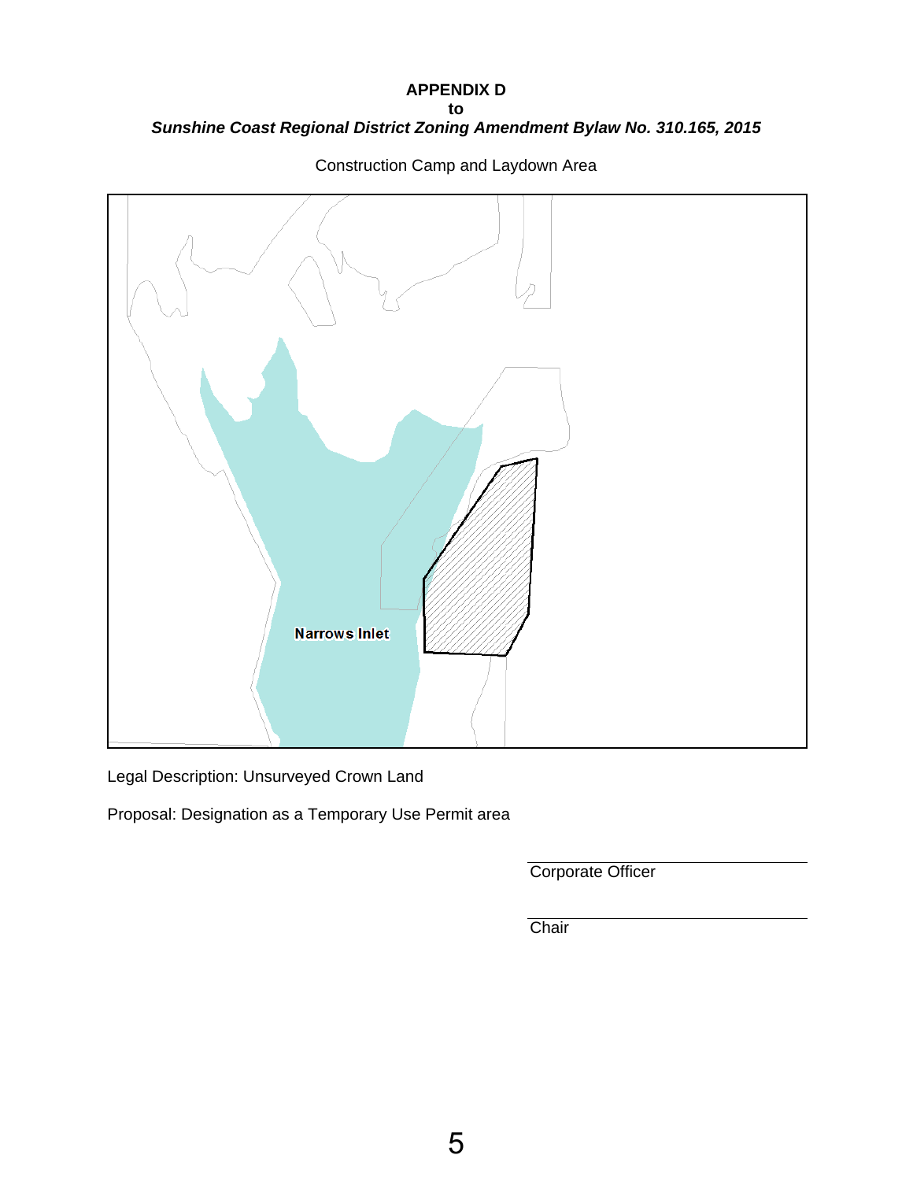**APPENDIX D**
**to**
***Sunshine Coast Regional District Zoning Amendment Bylaw No. 310.165, 2015***

Construction Camp and Laydown Area

Narrows Inlet

Legal Description: Unsurveyed Crown Land

Proposal: Designation as a Temporary Use Permit area

Corporate Officer

Chair